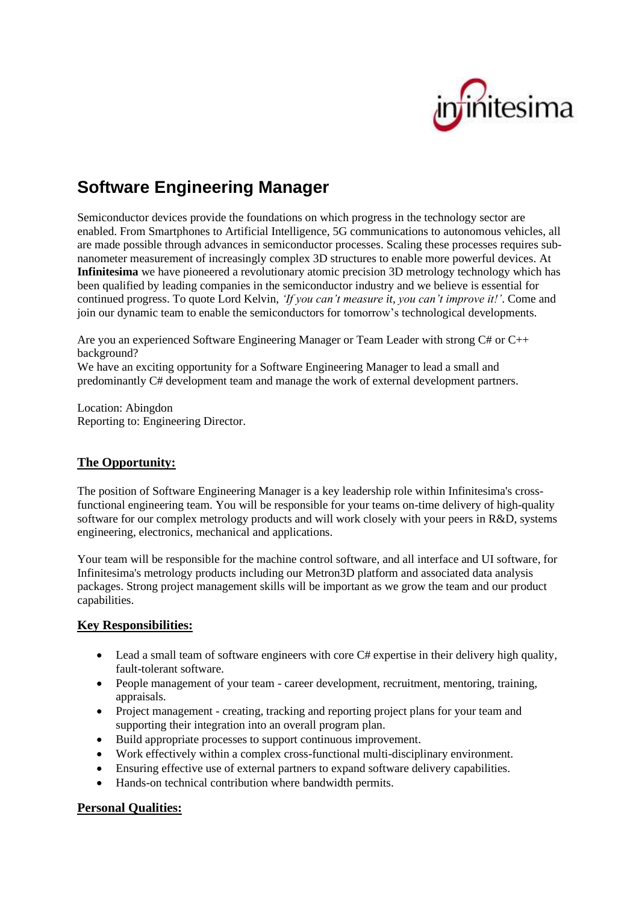# Software Engineering Manager

Semiconductor devices provide the foundations on which progress in the technology sector are enabled. From Smartphones to Artificial Intelligence, 5G communications to autonomous vehicles, all are made possible through advances in semiconductor processes. Scaling these processes requires sub-nanometer measurement of increasingly complex 3D structures to enable more powerful devices. At **Infinitesima** we have pioneered a revolutionary atomic precision 3D metrology technology which has been qualified by leading companies in the semiconductor industry and we believe is essential for continued progress. To quote Lord Kelvin, *'If you can't measure it, you can't improve it!'*. Come and join our dynamic team to enable the semiconductors for tomorrow's technological developments.

Are you an experienced Software Engineering Manager or Team Leader with strong C# or C++ background?
We have an exciting opportunity for a Software Engineering Manager to lead a small and predominantly C# development team and manage the work of external development partners.

Location: Abingdon
Reporting to: Engineering Director.

## The Opportunity:

The position of Software Engineering Manager is a key leadership role within Infinitesima's cross-functional engineering team. You will be responsible for your teams on-time delivery of high-quality software for our complex metrology products and will work closely with your peers in R&D, systems engineering, electronics, mechanical and applications.

Your team will be responsible for the machine control software, and all interface and UI software, for Infinitesima's metrology products including our Metron3D platform and associated data analysis packages. Strong project management skills will be important as we grow the team and our product capabilities.

## Key Responsibilities:

- Lead a small team of software engineers with core C# expertise in their delivery high quality, fault-tolerant software.
- People management of your team - career development, recruitment, mentoring, training, appraisals.
- Project management - creating, tracking and reporting project plans for your team and supporting their integration into an overall program plan.
- Build appropriate processes to support continuous improvement.
- Work effectively within a complex cross-functional multi-disciplinary environment.
- Ensuring effective use of external partners to expand software delivery capabilities.
- Hands-on technical contribution where bandwidth permits.

## Personal Qualities: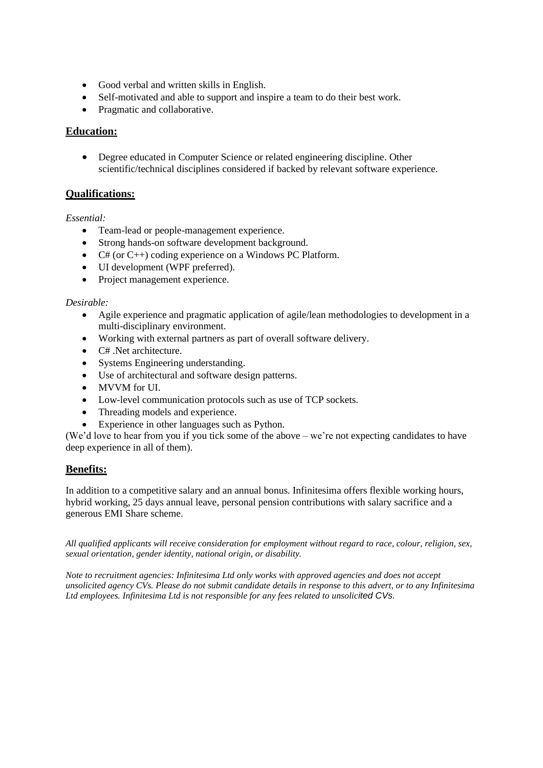- Good verbal and written skills in English.
- Self-motivated and able to support and inspire a team to do their best work.
- Pragmatic and collaborative.

## Education:

- Degree educated in Computer Science or related engineering discipline. Other scientific/technical disciplines considered if backed by relevant software experience.

## Qualifications:

*Essential:*

- Team-lead or people-management experience.
- Strong hands-on software development background.
- C# (or C++) coding experience on a Windows PC Platform.
- UI development (WPF preferred).
- Project management experience.

*Desirable:*

- Agile experience and pragmatic application of agile/lean methodologies to development in a multi-disciplinary environment.
- Working with external partners as part of overall software delivery.
- C# .Net architecture.
- Systems Engineering understanding.
- Use of architectural and software design patterns.
- MVVM for UI.
- Low-level communication protocols such as use of TCP sockets.
- Threading models and experience.
- Experience in other languages such as Python.

(We'd love to hear from you if you tick some of the above – we're not expecting candidates to have deep experience in all of them).

## Benefits:

In addition to a competitive salary and an annual bonus. Infinitesima offers flexible working hours, hybrid working, 25 days annual leave, personal pension contributions with salary sacrifice and a generous EMI Share scheme.

*All qualified applicants will receive consideration for employment without regard to race, colour, religion, sex, sexual orientation, gender identity, national origin, or disability.*

*Note to recruitment agencies: Infinitesima Ltd only works with approved agencies and does not accept unsolicited agency CVs. Please do not submit candidate details in response to this advert, or to any Infinitesima Ltd employees. Infinitesima Ltd is not responsible for any fees related to unsolicited CVs.*